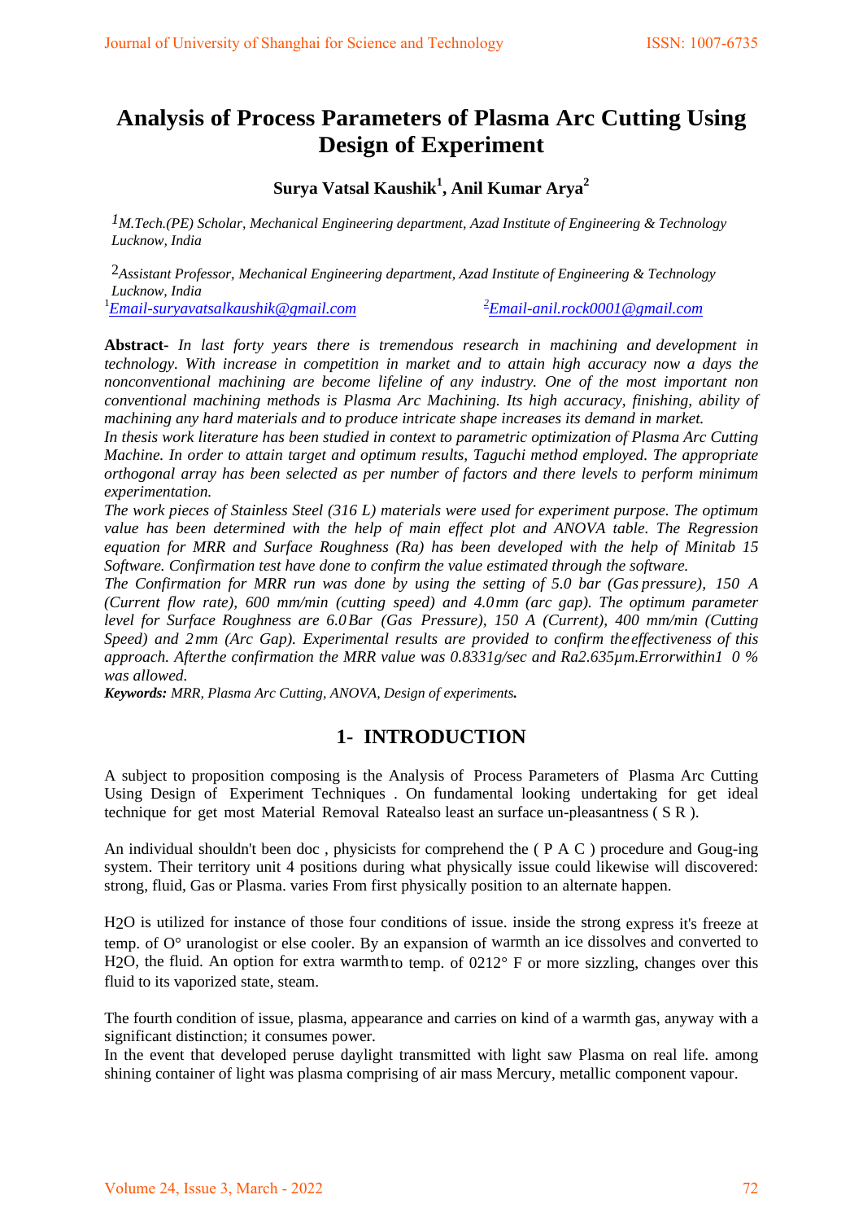# Analysis of Process Parameters of Plasma Arc Cutting Using Design of Experiment

**Surya Vatsal Kaushik[1], Anil Kumar Arya[2]**

*[1]M.Tech.(PE) Scholar, Mechanical Engineering department, Azad Institute of Engineering & Technology Lucknow, India*

[2]*Assistant Professor, Mechanical Engineering department, Azad Institute of Engineering & Technology Lucknow, India*

[1]Email-suryavatsalkaushik@gmail.com [2]Email-anil.rock0001@gmail.com

**Abstract-** *In last forty years there is tremendous research in machining and development in technology. With increase in competition in market and to attain high accuracy now a days the nonconventional machining are become lifeline of any industry. One of the most important non conventional machining methods is Plasma Arc Machining. Its high accuracy, finishing, ability of machining any hard materials and to produce intricate shape increases its demand in market.*

*In thesis work literature has been studied in context to parametric optimization of Plasma Arc Cutting Machine. In order to attain target and optimum results, Taguchi method employed. The appropriate orthogonal array has been selected as per number of factors and there levels to perform minimum experimentation.*

*The work pieces of Stainless Steel (316 L) materials were used for experiment purpose. The optimum value has been determined with the help of main effect plot and ANOVA table. The Regression equation for MRR and Surface Roughness (Ra) has been developed with the help of Minitab 15 Software. Confirmation test have done to confirm the value estimated through the software.*

*The Confirmation for MRR run was done by using the setting of 5.0 bar (Gas pressure), 150 A (Current flow rate), 600 mm/min (cutting speed) and 4.0mm (arc gap). The optimum parameter level for Surface Roughness are 6.0Bar (Gas Pressure), 150 A (Current), 400 mm/min (Cutting Speed) and 2mm (Arc Gap). Experimental results are provided to confirm the effectiveness of this approach. Afterthe confirmation the MRR value was 0.8331g/sec and Ra2.635μm.Errorwithin1 0 % was allowed.*

***Keywords:*** *MRR, Plasma Arc Cutting, ANOVA, Design of experiments.*

## 1- INTRODUCTION

A subject to proposition composing is the Analysis of Process Parameters of Plasma Arc Cutting Using Design of Experiment Techniques . On fundamental looking undertaking for get ideal technique for get most Material Removal Ratealso least an surface un-pleasantness ( S R ).

An individual shouldn't been doc , physicists for comprehend the ( P A C ) procedure and Goug-ing system. Their territory unit 4 positions during what physically issue could likewise will discovered: strong, fluid, Gas or Plasma. varies From first physically position to an alternate happen.

$H_2O$ is utilized for instance of those four conditions of issue. inside the strong express it's freeze at temp. of O° uranologist or else cooler. By an expansion of warmth an ice dissolves and converted to $H_2O$, the fluid. An option for extra warmth to temp. of 0212° F or more sizzling, changes over this fluid to its vaporized state, steam.

The fourth condition of issue, plasma, appearance and carries on kind of a warmth gas, anyway with a significant distinction; it consumes power.

In the event that developed peruse daylight transmitted with light saw Plasma on real life. among shining container of light was plasma comprising of air mass Mercury, metallic component vapour.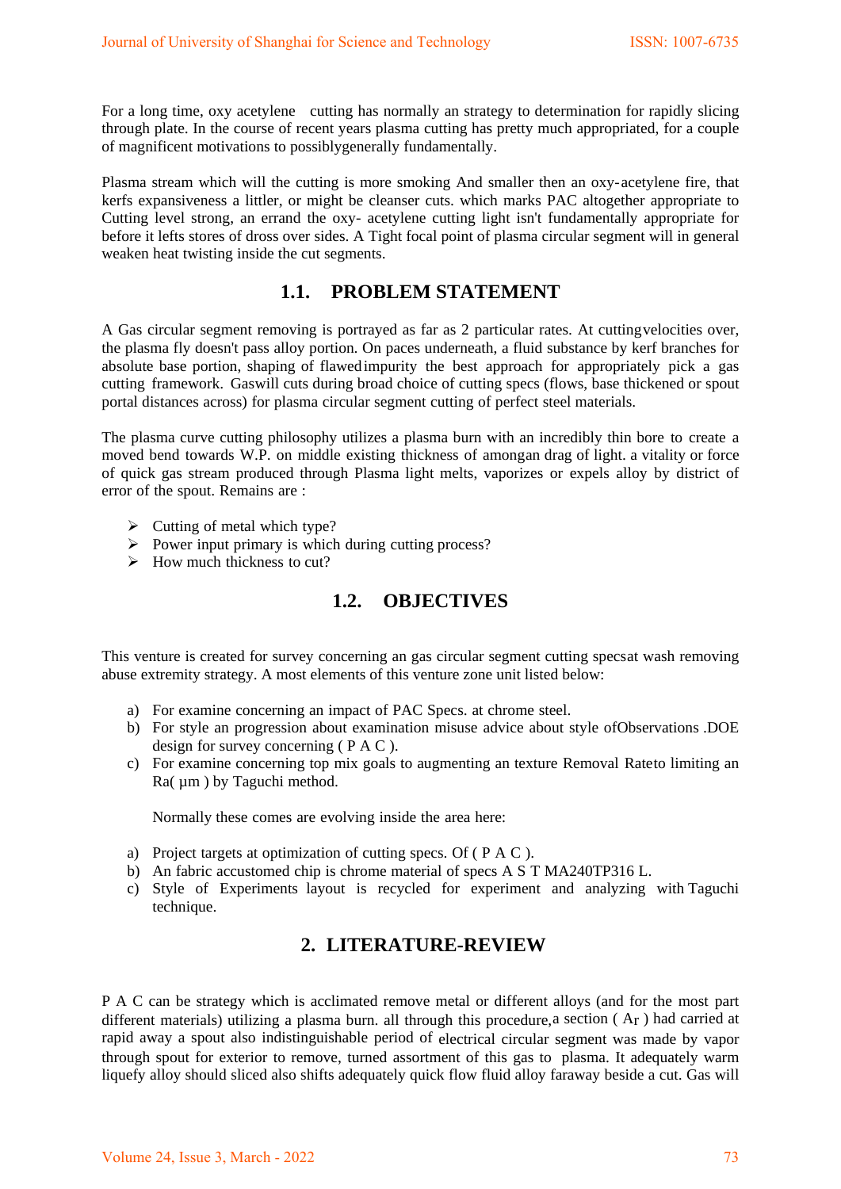For a long time, oxy acetylene cutting has normally an strategy to determination for rapidly slicing through plate. In the course of recent years plasma cutting has pretty much appropriated, for a couple of magnificent motivations to possiblygenerally fundamentally.

Plasma stream which will the cutting is more smoking And smaller then an oxy-acetylene fire, that kerfs expansiveness a littler, or might be cleanser cuts. which marks PAC altogether appropriate to Cutting level strong, an errand the oxy- acetylene cutting light isn't fundamentally appropriate for before it lefts stores of dross over sides. A Tight focal point of plasma circular segment will in general weaken heat twisting inside the cut segments.

## 1.1. PROBLEM STATEMENT

A Gas circular segment removing is portrayed as far as 2 particular rates. At cuttingvelocities over, the plasma fly doesn't pass alloy portion. On paces underneath, a fluid substance by kerf branches for absolute base portion, shaping of flawedimpurity the best approach for appropriately pick a gas cutting framework. Gaswill cuts during broad choice of cutting specs (flows, base thickened or spout portal distances across) for plasma circular segment cutting of perfect steel materials.

The plasma curve cutting philosophy utilizes a plasma burn with an incredibly thin bore to create a moved bend towards W.P. on middle existing thickness of amongan drag of light. a vitality or force of quick gas stream produced through Plasma light melts, vaporizes or expels alloy by district of error of the spout. Remains are :

- Cutting of metal which type?
- Power input primary is which during cutting process?
- How much thickness to cut?

## 1.2. OBJECTIVES

This venture is created for survey concerning an gas circular segment cutting specsat wash removing abuse extremity strategy. A most elements of this venture zone unit listed below:

a) For examine concerning an impact of PAC Specs. at chrome steel.
b) For style an progression about examination misuse advice about style ofObservations .DOE design for survey concerning ( P A C ).
c) For examine concerning top mix goals to augmenting an texture Removal Rateto limiting an Ra( µm ) by Taguchi method.

Normally these comes are evolving inside the area here:

a) Project targets at optimization of cutting specs. Of ( P A C ).
b) An fabric accustomed chip is chrome material of specs A S T MA240TP316 L.
c) Style of Experiments layout is recycled for experiment and analyzing with Taguchi technique.

## 2. LITERATURE-REVIEW

P A C can be strategy which is acclimated remove metal or different alloys (and for the most part different materials) utilizing a plasma burn. all through this procedure,a section ( $A_r$ ) had carried at rapid away a spout also indistinguishable period of electrical circular segment was made by vapor through spout for exterior to remove, turned assortment of this gas to plasma. It adequately warm liquefy alloy should sliced also shifts adequately quick flow fluid alloy faraway beside a cut. Gas will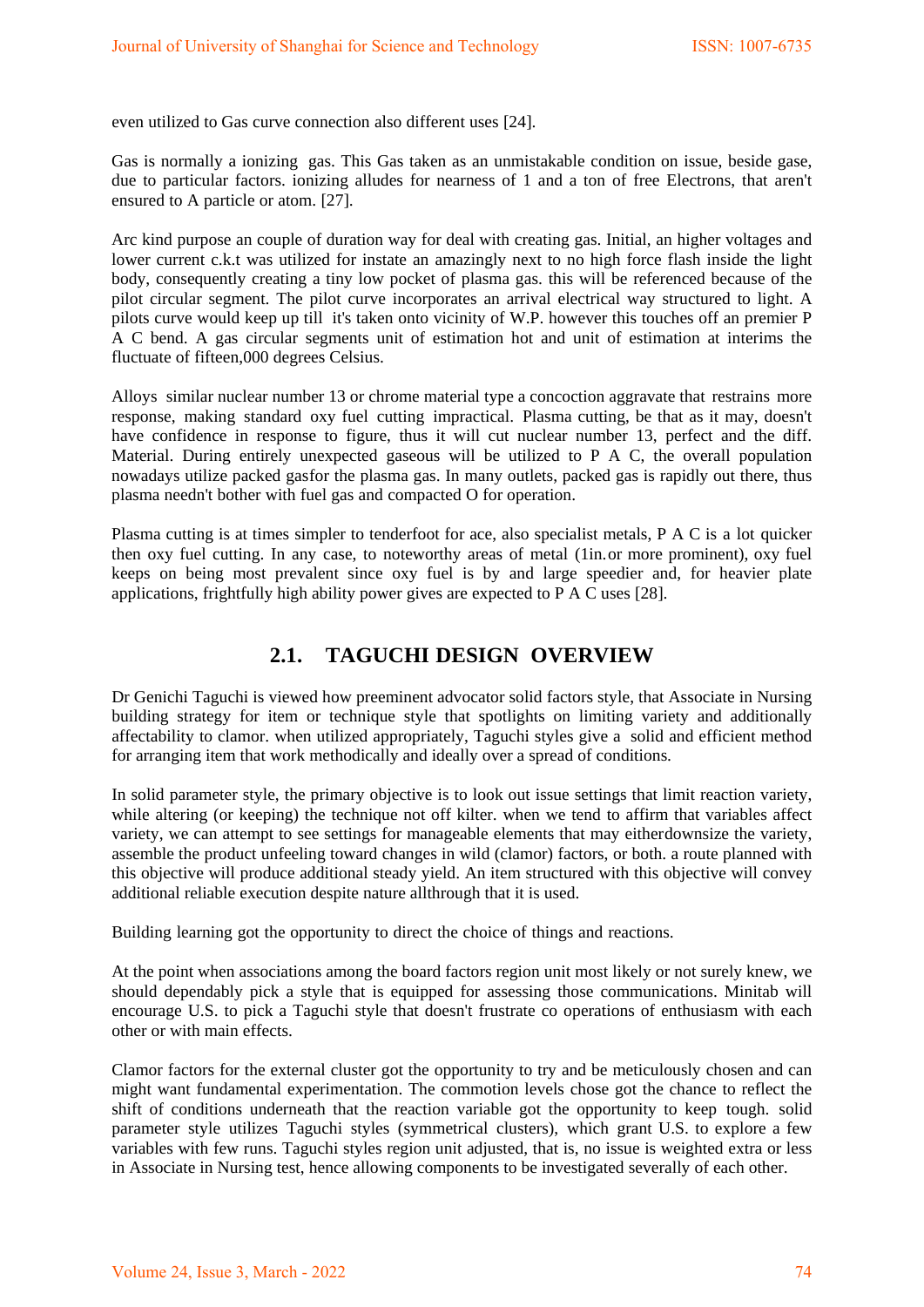even utilized to Gas curve connection also different uses [24].

Gas is normally a ionizing gas. This Gas taken as an unmistakable condition on issue, beside gase, due to particular factors. ionizing alludes for nearness of 1 and a ton of free Electrons, that aren't ensured to A particle or atom. [27].

Arc kind purpose an couple of duration way for deal with creating gas. Initial, an higher voltages and lower current c.k.t was utilized for instate an amazingly next to no high force flash inside the light body, consequently creating a tiny low pocket of plasma gas. this will be referenced because of the pilot circular segment. The pilot curve incorporates an arrival electrical way structured to light. A pilots curve would keep up till it's taken onto vicinity of W.P. however this touches off an premier P A C bend. A gas circular segments unit of estimation hot and unit of estimation at interims the fluctuate of fifteen,000 degrees Celsius.

Alloys similar nuclear number 13 or chrome material type a concoction aggravate that restrains more response, making standard oxy fuel cutting impractical. Plasma cutting, be that as it may, doesn't have confidence in response to figure, thus it will cut nuclear number 13, perfect and the diff. Material. During entirely unexpected gaseous will be utilized to P A C, the overall population nowadays utilize packed gasfor the plasma gas. In many outlets, packed gas is rapidly out there, thus plasma needn't bother with fuel gas and compacted O for operation.

Plasma cutting is at times simpler to tenderfoot for ace, also specialist metals, P A C is a lot quicker then oxy fuel cutting. In any case, to noteworthy areas of metal (1in.or more prominent), oxy fuel keeps on being most prevalent since oxy fuel is by and large speedier and, for heavier plate applications, frightfully high ability power gives are expected to P A C uses [28].

## 2.1. TAGUCHI DESIGN OVERVIEW

Dr Genichi Taguchi is viewed how preeminent advocator solid factors style, that Associate in Nursing building strategy for item or technique style that spotlights on limiting variety and additionally affectability to clamor. when utilized appropriately, Taguchi styles give a solid and efficient method for arranging item that work methodically and ideally over a spread of conditions.

In solid parameter style, the primary objective is to look out issue settings that limit reaction variety, while altering (or keeping) the technique not off kilter. when we tend to affirm that variables affect variety, we can attempt to see settings for manageable elements that may eitherdownsize the variety, assemble the product unfeeling toward changes in wild (clamor) factors, or both. a route planned with this objective will produce additional steady yield. An item structured with this objective will convey additional reliable execution despite nature allthrough that it is used.

Building learning got the opportunity to direct the choice of things and reactions.

At the point when associations among the board factors region unit most likely or not surely knew, we should dependably pick a style that is equipped for assessing those communications. Minitab will encourage U.S. to pick a Taguchi style that doesn't frustrate co operations of enthusiasm with each other or with main effects.

Clamor factors for the external cluster got the opportunity to try and be meticulously chosen and can might want fundamental experimentation. The commotion levels chose got the chance to reflect the shift of conditions underneath that the reaction variable got the opportunity to keep tough. solid parameter style utilizes Taguchi styles (symmetrical clusters), which grant U.S. to explore a few variables with few runs. Taguchi styles region unit adjusted, that is, no issue is weighted extra or less in Associate in Nursing test, hence allowing components to be investigated severally of each other.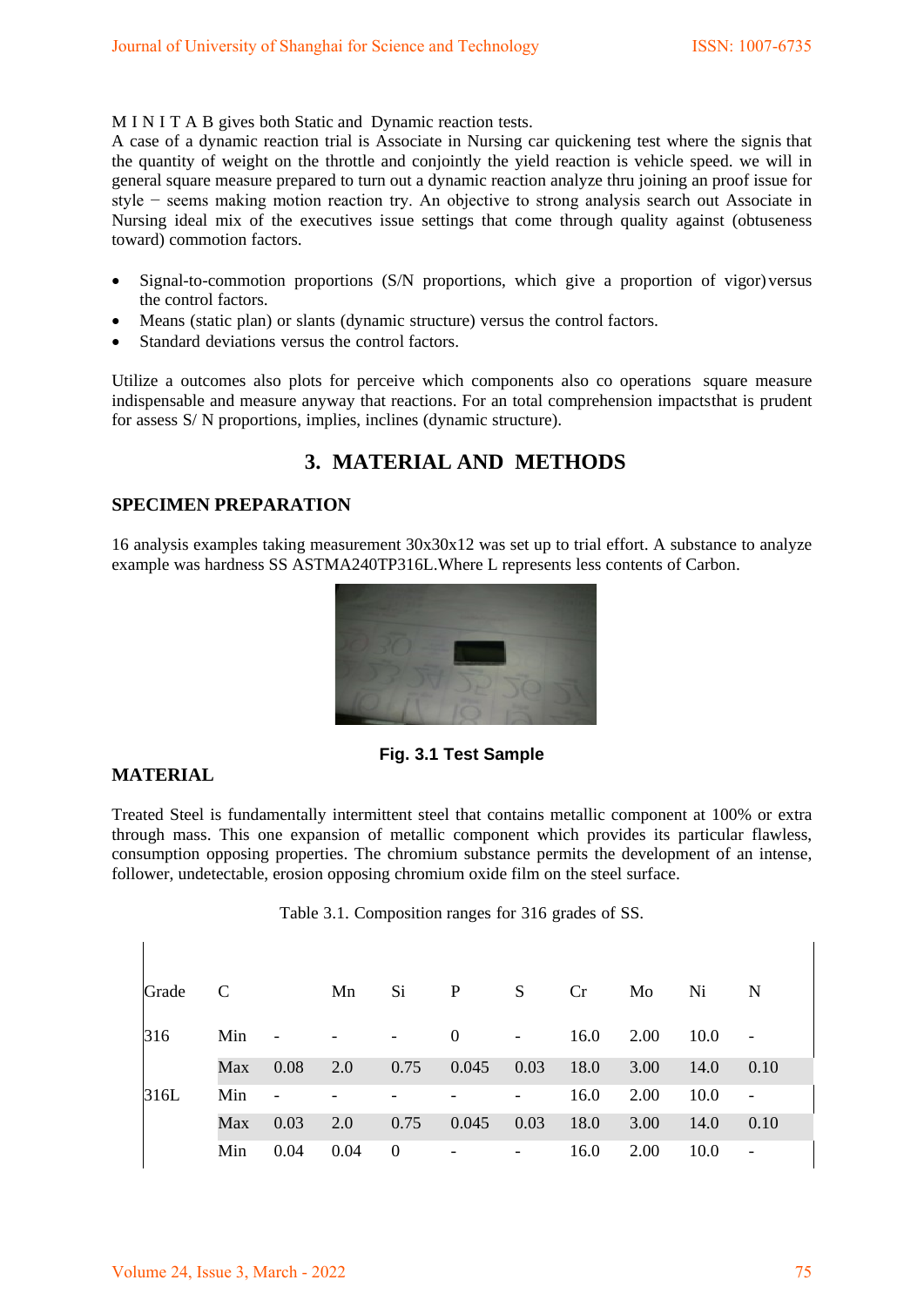M I N I T A B gives both Static and Dynamic reaction tests.

A case of a dynamic reaction trial is Associate in Nursing car quickening test where the signis that the quantity of weight on the throttle and conjointly the yield reaction is vehicle speed. we will in general square measure prepared to turn out a dynamic reaction analyze thru joining an proof issue for style − seems making motion reaction try. An objective to strong analysis search out Associate in Nursing ideal mix of the executives issue settings that come through quality against (obtuseness toward) commotion factors.

- Signal-to-commotion proportions (S/N proportions, which give a proportion of vigor) versus the control factors.
- Means (static plan) or slants (dynamic structure) versus the control factors.
- Standard deviations versus the control factors.

Utilize a outcomes also plots for perceive which components also co operations square measure indispensable and measure anyway that reactions. For an total comprehension impactsthat is prudent for assess S/ N proportions, implies, inclines (dynamic structure).

## 3. MATERIAL AND METHODS

### SPECIMEN PREPARATION

16 analysis examples taking measurement 30x30x12 was set up to trial effort. A substance to analyze example was hardness SS ASTMA240TP316L.Where L represents less contents of Carbon.

**Fig. 3.1 Test Sample**

### MATERIAL

Treated Steel is fundamentally intermittent steel that contains metallic component at 100% or extra through mass. This one expansion of metallic component which provides its particular flawless, consumption opposing properties. The chromium substance permits the development of an intense, follower, undetectable, erosion opposing chromium oxide film on the steel surface.

Table 3.1. Composition ranges for 316 grades of SS.

| Grade | | C | Mn | Si | P | S | Cr | Mo | Ni | N |
|---|---|---|---|---|---|---|---|---|---|---|
| 316 | Min | - | - | - | 0 | - | 16.0 | 2.00 | 10.0 | - |
| | Max | 0.08 | 2.0 | 0.75 | 0.045 | 0.03 | 18.0 | 3.00 | 14.0 | 0.10 |
| 316L | Min | - | - | - | - | - | 16.0 | 2.00 | 10.0 | - |
| | Max | 0.03 | 2.0 | 0.75 | 0.045 | 0.03 | 18.0 | 3.00 | 14.0 | 0.10 |
| | Min | 0.04 | 0.04 | 0 | - | - | 16.0 | 2.00 | 10.0 | - |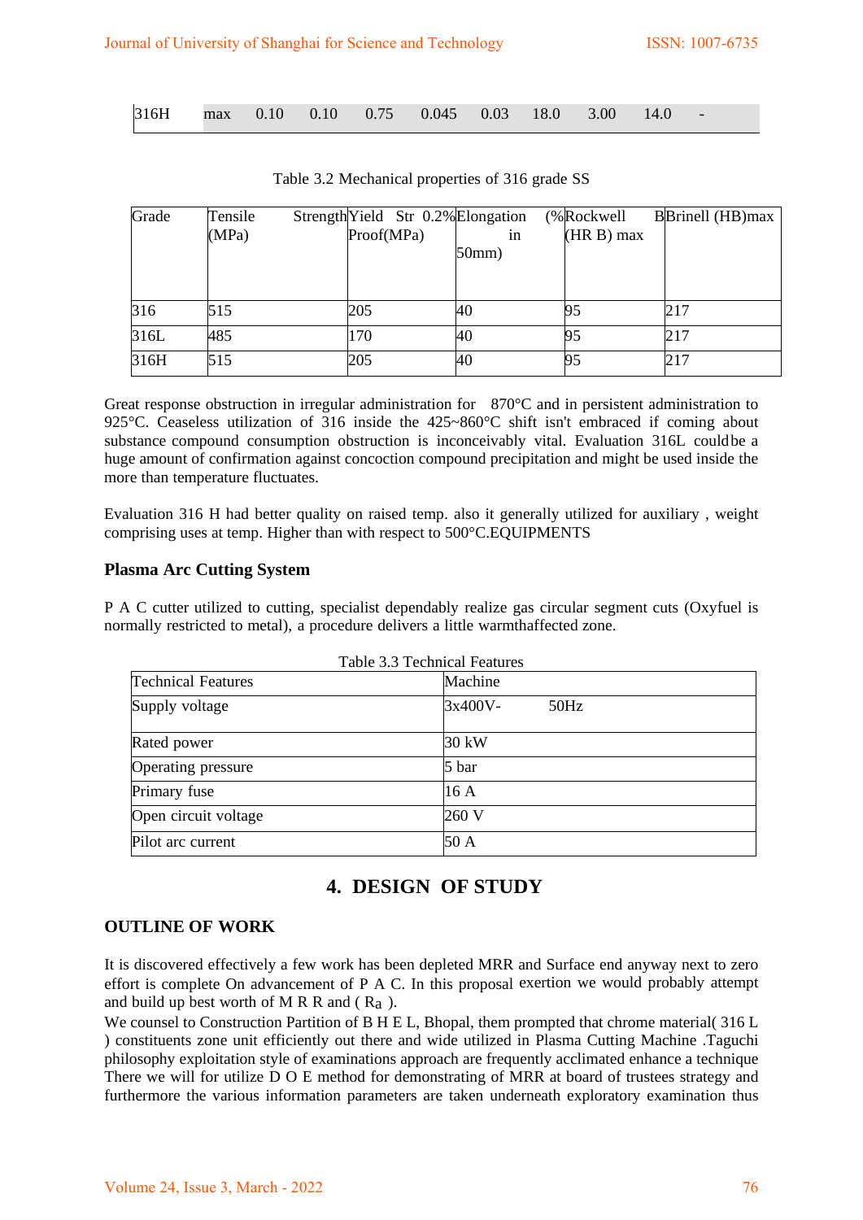| 316H | max | 0.10 | 0.10 | 0.75 | 0.045 | 0.03 | 18.0 | 3.00 | 14.0 | - |
|---|---|---|---|---|---|---|---|---|---|---|

Table 3.2 Mechanical properties of 316 grade SS

| Grade | Tensile Strength (MPa) | Yield Str 0.2% Proof(MPa) | Elongation (% in 50mm) | Rockwell B (HR B) max | Brinell (HB)max |
|---|---|---|---|---|---|
| 316 | 515 | 205 | 40 | 95 | 217 |
| 316L | 485 | 170 | 40 | 95 | 217 |
| 316H | 515 | 205 | 40 | 95 | 217 |

Great response obstruction in irregular administration for 870°C and in persistent administration to 925°C. Ceaseless utilization of 316 inside the 425~860°C shift isn't embraced if coming about substance compound consumption obstruction is inconceivably vital. Evaluation 316L couldbe a huge amount of confirmation against concoction compound precipitation and might be used inside the more than temperature fluctuates.

Evaluation 316 H had better quality on raised temp. also it generally utilized for auxiliary , weight comprising uses at temp. Higher than with respect to 500°C.EQUIPMENTS

### Plasma Arc Cutting System

P A C cutter utilized to cutting, specialist dependably realize gas circular segment cuts (Oxyfuel is normally restricted to metal), a procedure delivers a little warmthaffected zone.

Table 3.3 Technical Features

| Technical Features | Machine |
|---|---|
| Supply voltage | 3x400V- 50Hz |
| Rated power | 30 kW |
| Operating pressure | 5 bar |
| Primary fuse | 16 A |
| Open circuit voltage | 260 V |
| Pilot arc current | 50 A |

## 4. DESIGN OF STUDY

### OUTLINE OF WORK

It is discovered effectively a few work has been depleted MRR and Surface end anyway next to zero effort is complete On advancement of P A C. In this proposal exertion we would probably attempt and build up best worth of M R R and ( $R_a$ ).

We counsel to Construction Partition of B H E L, Bhopal, them prompted that chrome material( 316 L ) constituents zone unit efficiently out there and wide utilized in Plasma Cutting Machine .Taguchi philosophy exploitation style of examinations approach are frequently acclimated enhance a technique There we will for utilize D O E method for demonstrating of MRR at board of trustees strategy and furthermore the various information parameters are taken underneath exploratory examination thus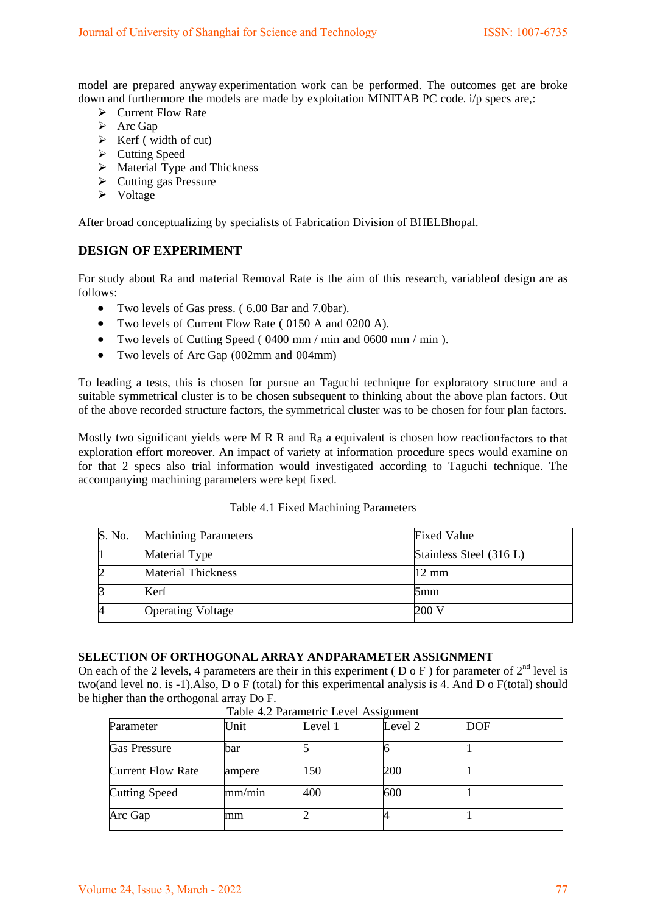model are prepared anyway experimentation work can be performed. The outcomes get are broke down and furthermore the models are made by exploitation MINITAB PC code. i/p specs are,:

- Current Flow Rate
- Arc Gap
- Kerf ( width of cut)
- Cutting Speed
- Material Type and Thickness
- Cutting gas Pressure
- Voltage

After broad conceptualizing by specialists of Fabrication Division of BHELBhopal.

## DESIGN OF EXPERIMENT

For study about Ra and material Removal Rate is the aim of this research, variableof design are as follows:

- Two levels of Gas press. ( 6.00 Bar and 7.0bar).
- Two levels of Current Flow Rate ( 0150 A and 0200 A).
- Two levels of Cutting Speed ( 0400 mm / min and 0600 mm / min ).
- Two levels of Arc Gap (002mm and 004mm)

To leading a tests, this is chosen for pursue an Taguchi technique for exploratory structure and a suitable symmetrical cluster is to be chosen subsequent to thinking about the above plan factors. Out of the above recorded structure factors, the symmetrical cluster was to be chosen for four plan factors.

Mostly two significant yields were M R R and $R_a$ a equivalent is chosen how reaction factors to that exploration effort moreover. An impact of variety at information procedure specs would examine on for that 2 specs also trial information would investigated according to Taguchi technique. The accompanying machining parameters were kept fixed.

Table 4.1 Fixed Machining Parameters

| S. No. | Machining Parameters | Fixed Value |
|---|---|---|
| 1 | Material Type | Stainless Steel (316 L) |
| 2 | Material Thickness | 12 mm |
| 3 | Kerf | 5mm |
| 4 | Operating Voltage | 200 V |

## SELECTION OF ORTHOGONAL ARRAY ANDPARAMETER ASSIGNMENT

On each of the 2 levels, 4 parameters are their in this experiment ( D o F ) for parameter of 2nd level is two(and level no. is -1).Also, D o F (total) for this experimental analysis is 4. And D o F(total) should be higher than the orthogonal array Do F.

Table 4.2 Parametric Level Assignment

| Parameter | Unit | Level 1 | Level 2 | DOF |
|---|---|---|---|---|
| Gas Pressure | bar | 5 | 6 | 1 |
| Current Flow Rate | ampere | 150 | 200 | 1 |
| Cutting Speed | mm/min | 400 | 600 | 1 |
| Arc Gap | mm | 2 | 4 | 1 |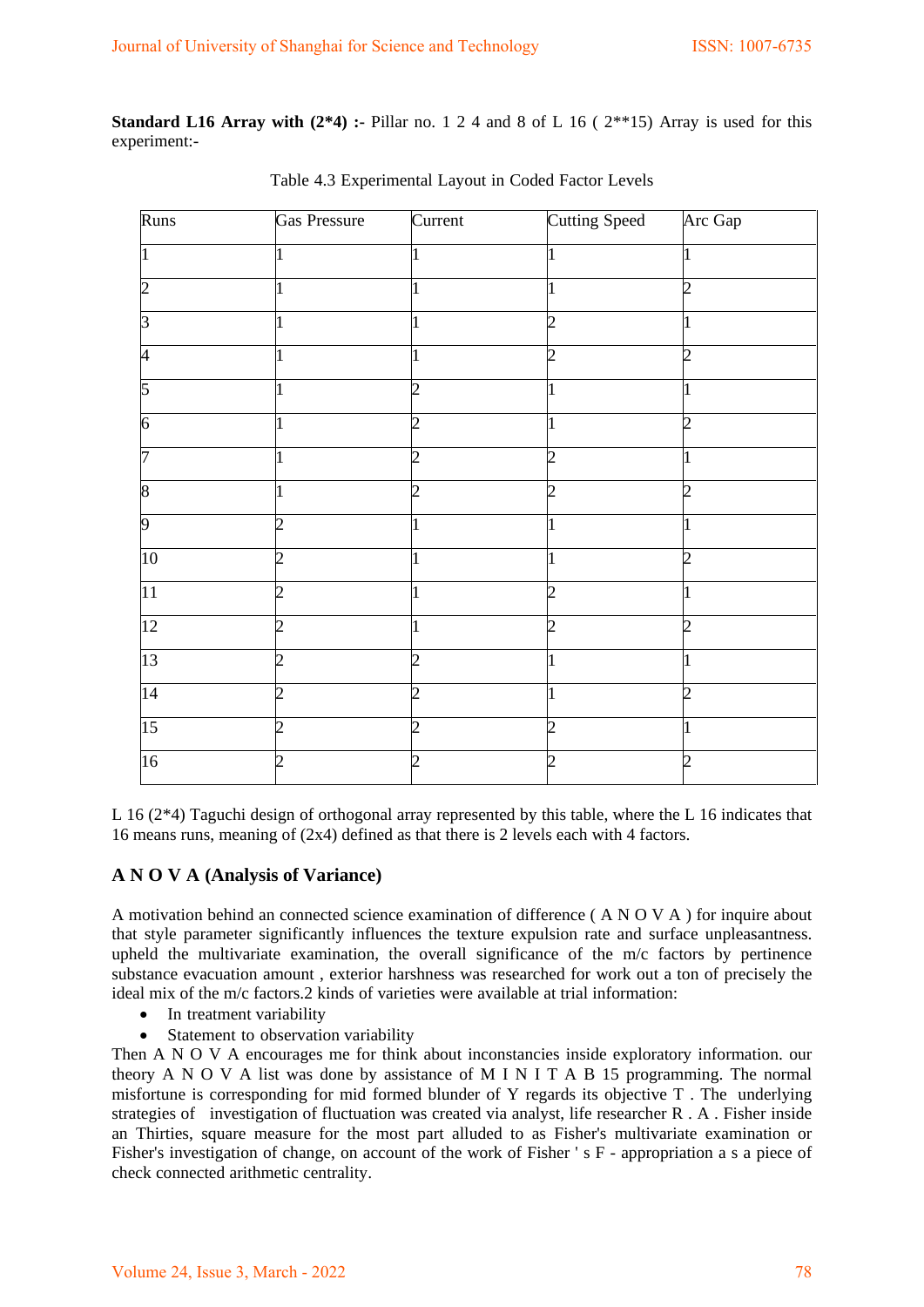**Standard L16 Array with (2*4) :-** Pillar no. 1 2 4 and 8 of L 16 ( 2**15) Array is used for this experiment:-

Table 4.3 Experimental Layout in Coded Factor Levels

| Runs | Gas Pressure | Current | Cutting Speed | Arc Gap |
|---|---|---|---|---|
| 1 | 1 | 1 | 1 | 1 |
| 2 | 1 | 1 | 1 | 2 |
| 3 | 1 | 1 | 2 | 1 |
| 4 | 1 | 1 | 2 | 2 |
| 5 | 1 | 2 | 1 | 1 |
| 6 | 1 | 2 | 1 | 2 |
| 7 | 1 | 2 | 2 | 1 |
| 8 | 1 | 2 | 2 | 2 |
| 9 | 2 | 1 | 1 | 1 |
| 10 | 2 | 1 | 1 | 2 |
| 11 | 2 | 1 | 2 | 1 |
| 12 | 2 | 1 | 2 | 2 |
| 13 | 2 | 2 | 1 | 1 |
| 14 | 2 | 2 | 1 | 2 |
| 15 | 2 | 2 | 2 | 1 |
| 16 | 2 | 2 | 2 | 2 |

L 16 (2*4) Taguchi design of orthogonal array represented by this table, where the L 16 indicates that 16 means runs, meaning of (2x4) defined as that there is 2 levels each with 4 factors.

### A N O V A (Analysis of Variance)

A motivation behind an connected science examination of difference ( A N O V A ) for inquire about that style parameter significantly influences the texture expulsion rate and surface unpleasantness. upheld the multivariate examination, the overall significance of the m/c factors by pertinence substance evacuation amount , exterior harshness was researched for work out a ton of precisely the ideal mix of the m/c factors.2 kinds of varieties were available at trial information:

- In treatment variability
- Statement to observation variability

Then A N O V A encourages me for think about inconstancies inside exploratory information. our theory A N O V A list was done by assistance of M I N I T A B 15 programming. The normal misfortune is corresponding for mid formed blunder of Y regards its objective T . The underlying strategies of investigation of fluctuation was created via analyst, life researcher R . A . Fisher inside an Thirties, square measure for the most part alluded to as Fisher's multivariate examination or Fisher's investigation of change, on account of the work of Fisher ' s F - appropriation a s a piece of check connected arithmetic centrality.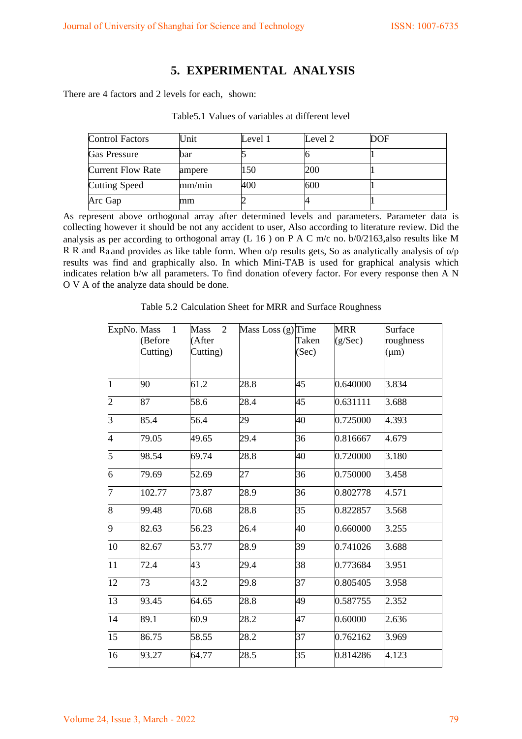## 5. EXPERIMENTAL ANALYSIS

There are 4 factors and 2 levels for each, shown:

Table5.1 Values of variables at different level

| Control Factors | Unit | Level 1 | Level 2 | DOF |
|---|---|---|---|---|
| Gas Pressure | bar | 5 | 6 | 1 |
| Current Flow Rate | ampere | 150 | 200 | 1 |
| Cutting Speed | mm/min | 400 | 600 | 1 |
| Arc Gap | mm | 2 | 4 | 1 |

As represent above orthogonal array after determined levels and parameters. Parameter data is collecting however it should be not any accident to user, Also according to literature review. Did the analysis as per according to orthogonal array (L 16 ) on P A C m/c no. b/0/2163,also results like M R R and $R_a$ and provides as like table form. When o/p results gets, So as analytically analysis of o/p results was find and graphically also. In which Mini-TAB is used for graphical analysis which indicates relation b/w all parameters. To find donation ofevery factor. For every response then A N O V A of the analyze data should be done.

Table 5.2 Calculation Sheet for MRR and Surface Roughness

| ExpNo. | Mass 1 (Before Cutting) | Mass 2 (After Cutting) | Mass Loss (g) | Time Taken (Sec) | MRR (g/Sec) | Surface roughness (μm) |
|---|---|---|---|---|---|---|
| 1 | 90 | 61.2 | 28.8 | 45 | 0.640000 | 3.834 |
| 2 | 87 | 58.6 | 28.4 | 45 | 0.631111 | 3.688 |
| 3 | 85.4 | 56.4 | 29 | 40 | 0.725000 | 4.393 |
| 4 | 79.05 | 49.65 | 29.4 | 36 | 0.816667 | 4.679 |
| 5 | 98.54 | 69.74 | 28.8 | 40 | 0.720000 | 3.180 |
| 6 | 79.69 | 52.69 | 27 | 36 | 0.750000 | 3.458 |
| 7 | 102.77 | 73.87 | 28.9 | 36 | 0.802778 | 4.571 |
| 8 | 99.48 | 70.68 | 28.8 | 35 | 0.822857 | 3.568 |
| 9 | 82.63 | 56.23 | 26.4 | 40 | 0.660000 | 3.255 |
| 10 | 82.67 | 53.77 | 28.9 | 39 | 0.741026 | 3.688 |
| 11 | 72.4 | 43 | 29.4 | 38 | 0.773684 | 3.951 |
| 12 | 73 | 43.2 | 29.8 | 37 | 0.805405 | 3.958 |
| 13 | 93.45 | 64.65 | 28.8 | 49 | 0.587755 | 2.352 |
| 14 | 89.1 | 60.9 | 28.2 | 47 | 0.60000 | 2.636 |
| 15 | 86.75 | 58.55 | 28.2 | 37 | 0.762162 | 3.969 |
| 16 | 93.27 | 64.77 | 28.5 | 35 | 0.814286 | 4.123 |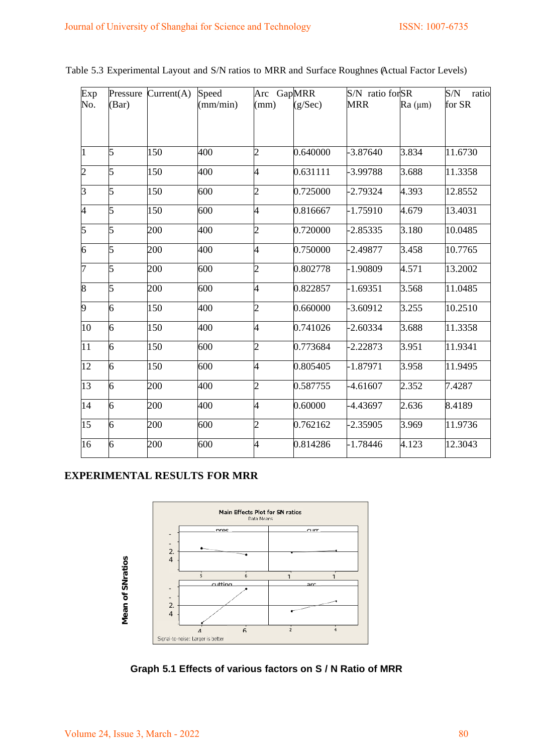Table 5.3 Experimental Layout and S/N ratios to MRR and Surface Roughnes (Actual Factor Levels)

| Exp No. | Pressure (Bar) | Current(A) | Speed (mm/min) | Arc Gap (mm) | MRR (g/Sec) | S/N ratio for MRR | SR Ra (μm) | S/N ratio for SR |
|---|---|---|---|---|---|---|---|---|
| 1 | 5 | 150 | 400 | 2 | 0.640000 | -3.87640 | 3.834 | 11.6730 |
| 2 | 5 | 150 | 400 | 4 | 0.631111 | -3.99788 | 3.688 | 11.3358 |
| 3 | 5 | 150 | 600 | 2 | 0.725000 | -2.79324 | 4.393 | 12.8552 |
| 4 | 5 | 150 | 600 | 4 | 0.816667 | -1.75910 | 4.679 | 13.4031 |
| 5 | 5 | 200 | 400 | 2 | 0.720000 | -2.85335 | 3.180 | 10.0485 |
| 6 | 5 | 200 | 400 | 4 | 0.750000 | -2.49877 | 3.458 | 10.7765 |
| 7 | 5 | 200 | 600 | 2 | 0.802778 | -1.90809 | 4.571 | 13.2002 |
| 8 | 5 | 200 | 600 | 4 | 0.822857 | -1.69351 | 3.568 | 11.0485 |
| 9 | 6 | 150 | 400 | 2 | 0.660000 | -3.60912 | 3.255 | 10.2510 |
| 10 | 6 | 150 | 400 | 4 | 0.741026 | -2.60334 | 3.688 | 11.3358 |
| 11 | 6 | 150 | 600 | 2 | 0.773684 | -2.22873 | 3.951 | 11.9341 |
| 12 | 6 | 150 | 600 | 4 | 0.805405 | -1.87971 | 3.958 | 11.9495 |
| 13 | 6 | 200 | 400 | 2 | 0.587755 | -4.61607 | 2.352 | 7.4287 |
| 14 | 6 | 200 | 400 | 4 | 0.60000 | -4.43697 | 2.636 | 8.4189 |
| 15 | 6 | 200 | 600 | 2 | 0.762162 | -2.35905 | 3.969 | 11.9736 |
| 16 | 6 | 200 | 600 | 4 | 0.814286 | -1.78446 | 4.123 | 12.3043 |

## EXPERIMENTAL RESULTS FOR MRR

**Graph 5.1 Effects of various factors on S / N Ratio of MRR**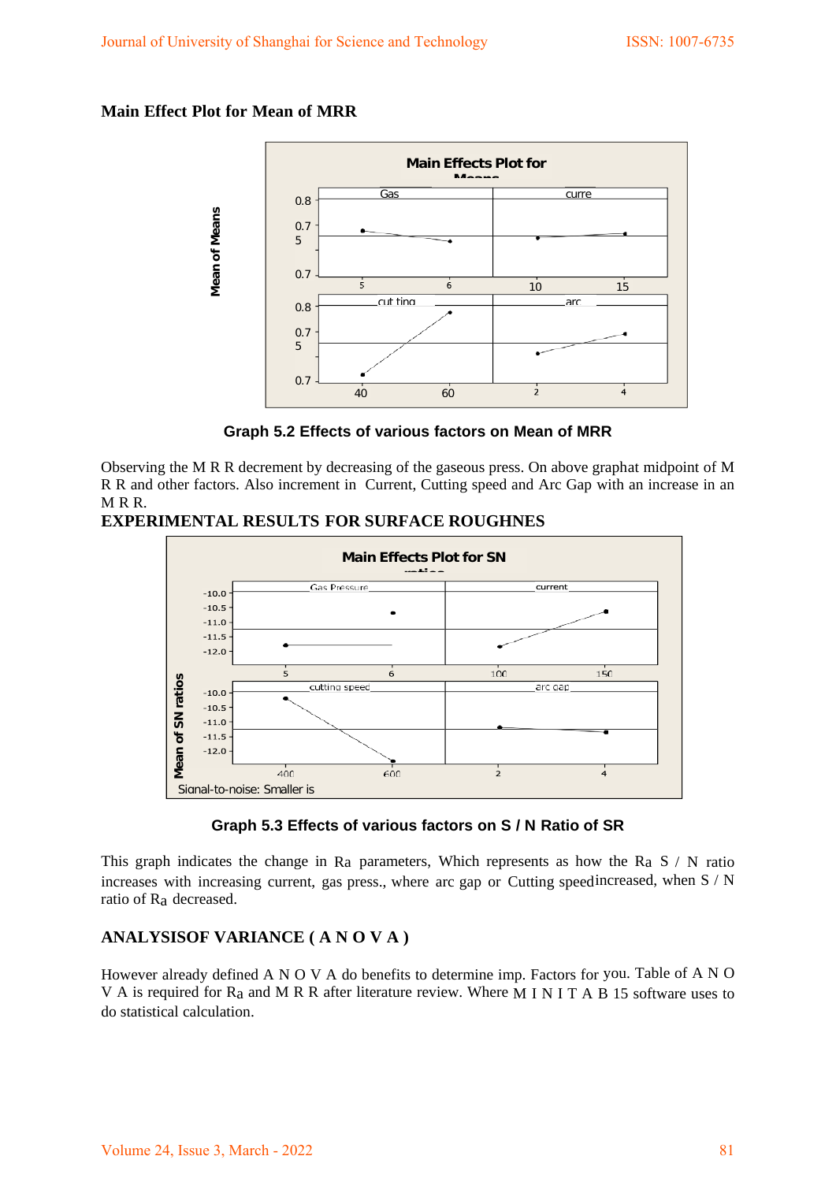**Main Effect Plot for Mean of MRR**

**Graph 5.2 Effects of various factors on Mean of MRR**

Observing the M R R decrement by decreasing of the gaseous press. On above graphat midpoint of M R R and other factors. Also increment in Current, Cutting speed and Arc Gap with an increase in an M R R.

**EXPERIMENTAL RESULTS FOR SURFACE ROUGHNES**

**Graph 5.3 Effects of various factors on S / N Ratio of SR**

This graph indicates the change in Ra parameters, Which represents as how the Ra S / N ratio increases with increasing current, gas press., where arc gap or Cutting speedincreased, when S / N ratio of Ra decreased.

## ANALYSISOF VARIANCE ( A N O V A )

However already defined A N O V A do benefits to determine imp. Factors for you. Table of A N O V A is required for Ra and M R R after literature review. Where M I N I T A B 15 software uses to do statistical calculation.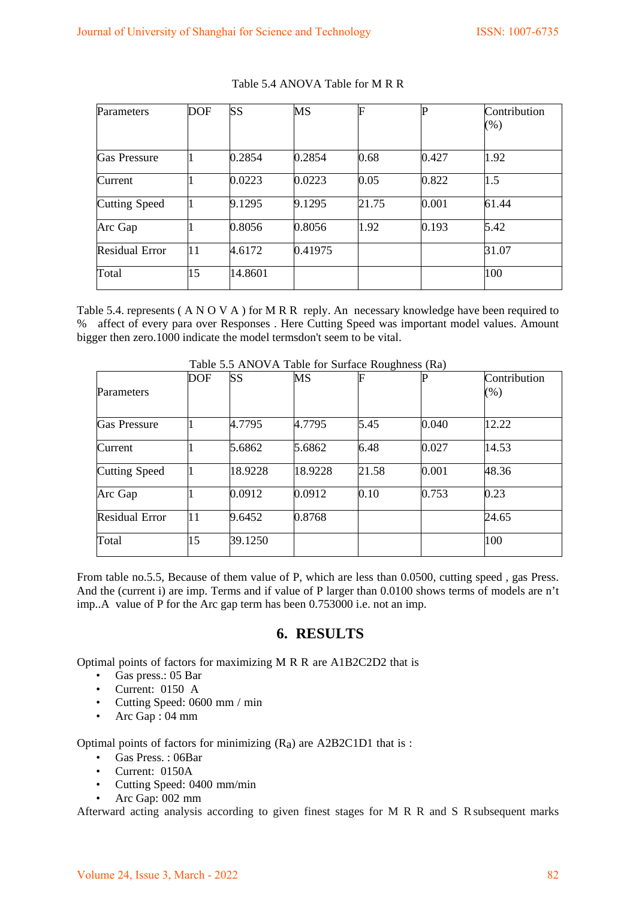Table 5.4 ANOVA Table for M R R

| Parameters | DOF | SS | MS | F | P | Contribution (%) |
|---|---|---|---|---|---|---|
| Gas Pressure | 1 | 0.2854 | 0.2854 | 0.68 | 0.427 | 1.92 |
| Current | 1 | 0.0223 | 0.0223 | 0.05 | 0.822 | 1.5 |
| Cutting Speed | 1 | 9.1295 | 9.1295 | 21.75 | 0.001 | 61.44 |
| Arc Gap | 1 | 0.8056 | 0.8056 | 1.92 | 0.193 | 5.42 |
| Residual Error | 11 | 4.6172 | 0.41975 | | | 31.07 |
| Total | 15 | 14.8601 | | | | 100 |

Table 5.4. represents ( A N O V A ) for M R R reply. An necessary knowledge have been required to % affect of every para over Responses . Here Cutting Speed was important model values. Amount bigger then zero.1000 indicate the model termsdon't seem to be vital.

Table 5.5 ANOVA Table for Surface Roughness (Ra)

| Parameters | DOF | SS | MS | F | P | Contribution (%) |
|---|---|---|---|---|---|---|
| Gas Pressure | 1 | 4.7795 | 4.7795 | 5.45 | 0.040 | 12.22 |
| Current | 1 | 5.6862 | 5.6862 | 6.48 | 0.027 | 14.53 |
| Cutting Speed | 1 | 18.9228 | 18.9228 | 21.58 | 0.001 | 48.36 |
| Arc Gap | 1 | 0.0912 | 0.0912 | 0.10 | 0.753 | 0.23 |
| Residual Error | 11 | 9.6452 | 0.8768 | | | 24.65 |
| Total | 15 | 39.1250 | | | | 100 |

From table no.5.5, Because of them value of P, which are less than 0.0500, cutting speed , gas Press. And the (current i) are imp. Terms and if value of P larger than 0.0100 shows terms of models are n't imp..A value of P for the Arc gap term has been 0.753000 i.e. not an imp.

## 6. RESULTS

Optimal points of factors for maximizing M R R are A1B2C2D2 that is

- Gas press.: 05 Bar
- Current: 0150 A
- Cutting Speed: 0600 mm / min
- Arc Gap : 04 mm

Optimal points of factors for minimizing ($R_a$) are A2B2C1D1 that is :

- Gas Press. : 06Bar
- Current: 0150A
- Cutting Speed: 0400 mm/min
- Arc Gap: 002 mm

Afterward acting analysis according to given finest stages for M R R and S R subsequent marks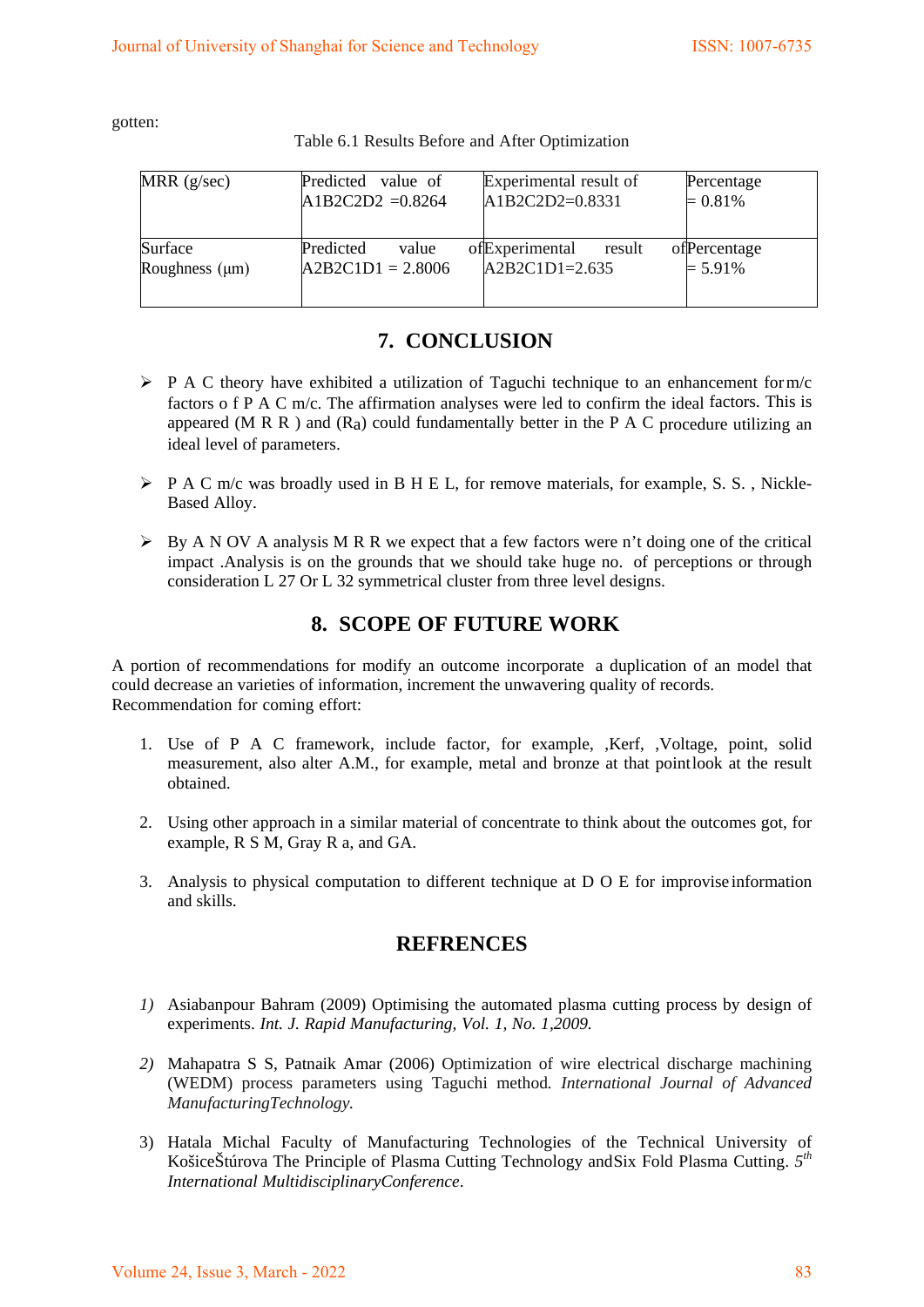gotten:

Table 6.1 Results Before and After Optimization

| MRR (g/sec) | Predicted value of A1B2C2D2 =0.8264 | Experimental result of A1B2C2D2=0.8331 | Percentage = 0.81% |
|---|---|---|---|
| Surface Roughness (μm) | Predicted value of A2B2C1D1 = 2.8006 | Experimental result of A2B2C1D1=2.635 | Percentage = 5.91% |

## 7. CONCLUSION

- P A C theory have exhibited a utilization of Taguchi technique to an enhancement for m/c factors o f P A C m/c. The affirmation analyses were led to confirm the ideal factors. This is appeared (M R R ) and ($R_a$) could fundamentally better in the P A C procedure utilizing an ideal level of parameters.

- P A C m/c was broadly used in B H E L, for remove materials, for example, S. S. , Nickle-Based Alloy.

- By A N OV A analysis M R R we expect that a few factors were n't doing one of the critical impact .Analysis is on the grounds that we should take huge no. of perceptions or through consideration L 27 Or L 32 symmetrical cluster from three level designs.

## 8. SCOPE OF FUTURE WORK

A portion of recommendations for modify an outcome incorporate a duplication of an model that could decrease an varieties of information, increment the unwavering quality of records.
Recommendation for coming effort:

1. Use of P A C framework, include factor, for example, ,Kerf, ,Voltage, point, solid measurement, also alter A.M., for example, metal and bronze at that point look at the result obtained.

2. Using other approach in a similar material of concentrate to think about the outcomes got, for example, R S M, Gray R a, and GA.

3. Analysis to physical computation to different technique at D O E for improvise information and skills.

## REFRENCES

1) Asiabanpour Bahram (2009) Optimising the automated plasma cutting process by design of experiments. *Int. J. Rapid Manufacturing, Vol. 1, No. 1,2009.*

2) Mahapatra S S, Patnaik Amar (2006) Optimization of wire electrical discharge machining (WEDM) process parameters using Taguchi method. *International Journal of Advanced ManufacturingTechnology.*

3) Hatala Michal Faculty of Manufacturing Technologies of the Technical University of KošiceŠtúrova The Principle of Plasma Cutting Technology andSix Fold Plasma Cutting. *5th International MultidisciplinaryConference*.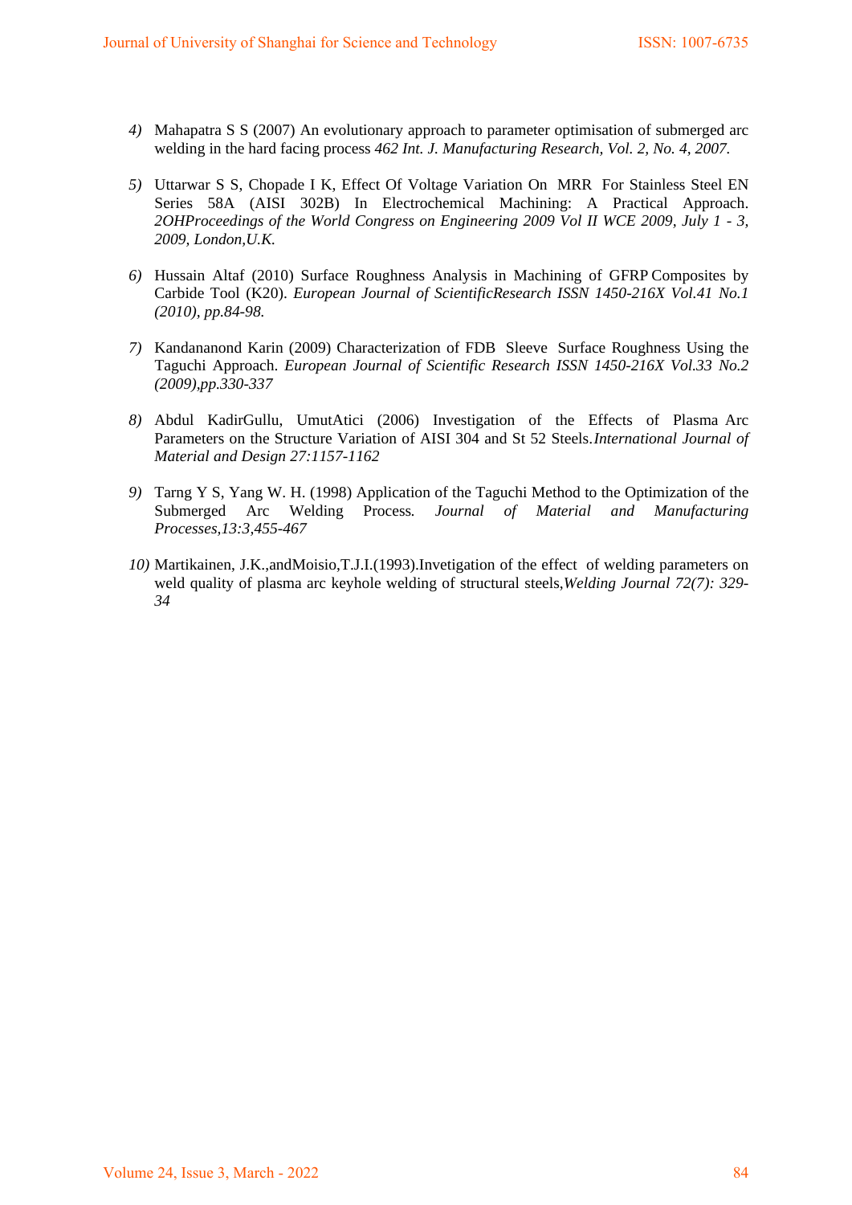4) Mahapatra S S (2007) An evolutionary approach to parameter optimisation of submerged arc welding in the hard facing process *462 Int. J. Manufacturing Research, Vol. 2, No. 4, 2007.*

5) Uttarwar S S, Chopade I K, Effect Of Voltage Variation On MRR For Stainless Steel EN Series 58A (AISI 302B) In Electrochemical Machining: A Practical Approach. *2OHProceedings of the World Congress on Engineering 2009 Vol II WCE 2009, July 1 - 3, 2009, London,U.K.*

6) Hussain Altaf (2010) Surface Roughness Analysis in Machining of GFRP Composites by Carbide Tool (K20). *European Journal of ScientificResearch ISSN 1450-216X Vol.41 No.1 (2010), pp.84-98.*

7) Kandananond Karin (2009) Characterization of FDB Sleeve Surface Roughness Using the Taguchi Approach. *European Journal of Scientific Research ISSN 1450-216X Vol.33 No.2 (2009),pp.330-337*

8) Abdul KadirGullu, UmutAtici (2006) Investigation of the Effects of Plasma Arc Parameters on the Structure Variation of AISI 304 and St 52 Steels.*International Journal of Material and Design 27:1157-1162*

9) Tarng Y S, Yang W. H. (1998) Application of the Taguchi Method to the Optimization of the Submerged Arc Welding Process. *Journal of Material and Manufacturing Processes,13:3,455-467*

10) Martikainen, J.K.,andMoisio,T.J.I.(1993).Invetigation of the effect of welding parameters on weld quality of plasma arc keyhole welding of structural steels,*Welding Journal 72(7): 329-34*